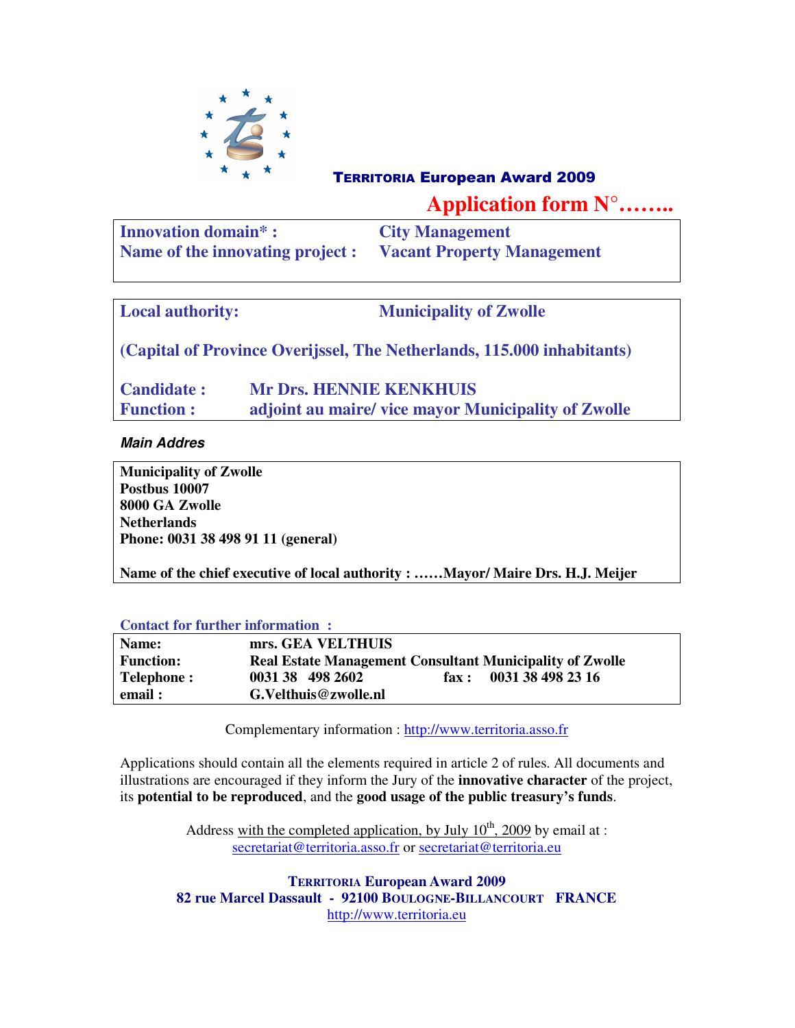**TERRITORIA European Award 2009**

# Application form N°……..

| | |
|---|---|
| **Innovation domain* :** | **City Management** |
| **Name of the innovating project :** | **Vacant Property Management** |

**Local authority:** **Municipality of Zwolle**

**(Capital of Province Overijssel, The Netherlands, 115.000 inhabitants)**

| | |
|---|---|
| **Candidate :** | **Mr Drs. HENNIE KENKHUIS** |
| **Function :** | **adjoint au maire/ vice mayor Municipality of Zwolle** |

***Main Addres***

**Municipality of Zwolle**
**Postbus 10007**
**8000 GA Zwolle**
**Netherlands**
**Phone: 0031 38 498 91 11 (general)**

**Name of the chief executive of local authority : ……Mayor/ Maire Drs. H.J. Meijer**

**Contact for further information :**

| | | | |
|---|---|---|---|
| **Name:** | **mrs. GEA VELTHUIS** | | |
| **Function:** | **Real Estate Management Consultant Municipality of Zwolle** | | |
| **Telephone :** | **0031 38 498 2602** | **fax :** | **0031 38 498 23 16** |
| **email :** | **G.Velthuis@zwolle.nl** | | |

Complementary information : http://www.territoria.asso.fr

Applications should contain all the elements required in article 2 of rules. All documents and illustrations are encouraged if they inform the Jury of the **innovative character** of the project, its **potential to be reproduced**, and the **good usage of the public treasury's funds**.

Address with the completed application, by July 10th, 2009 by email at :
secretariat@territoria.asso.fr or secretariat@territoria.eu

**TERRITORIA European Award 2009**
**82 rue Marcel Dassault - 92100 BOULOGNE-BILLANCOURT FRANCE**
http://www.territoria.eu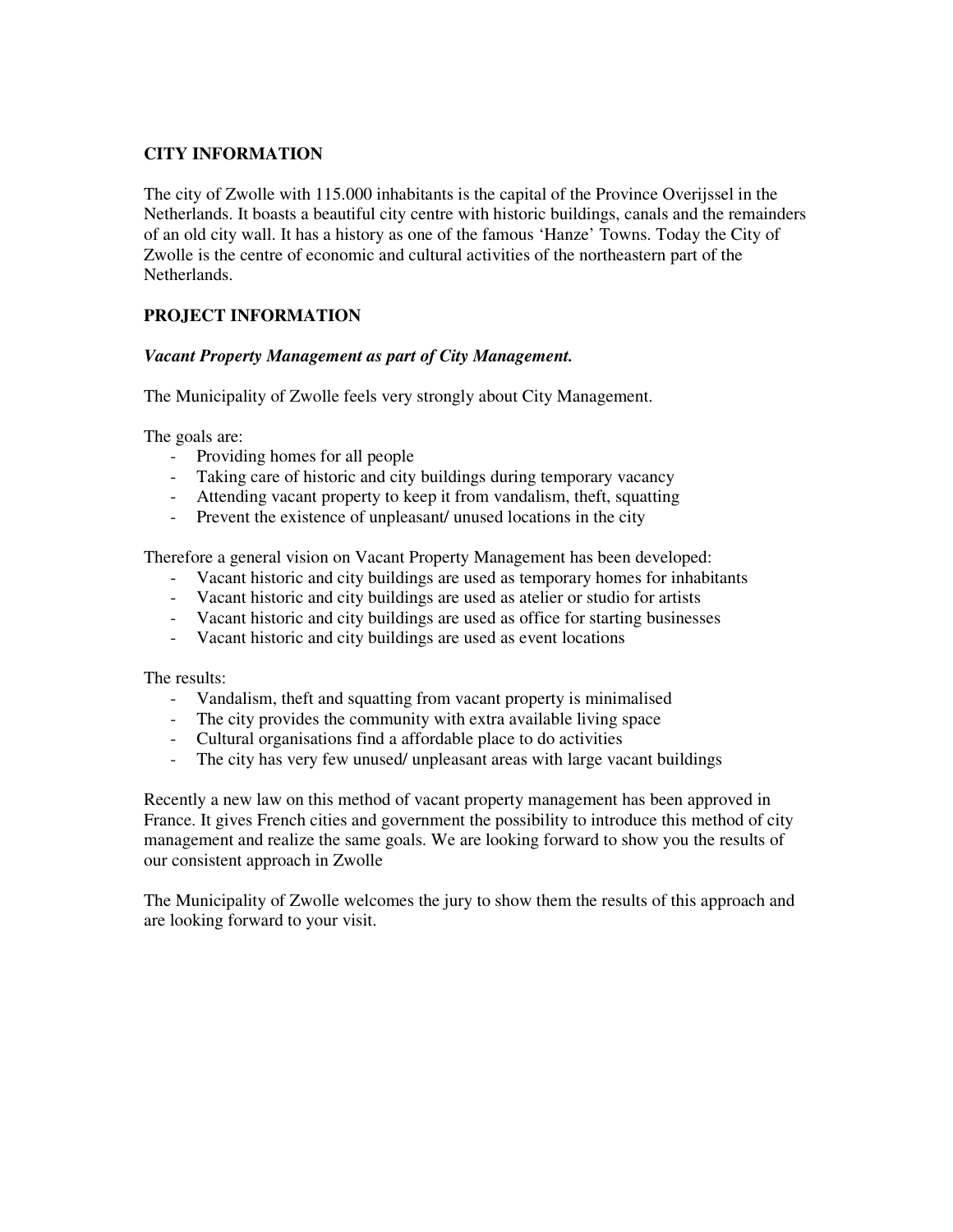## CITY INFORMATION

The city of Zwolle with 115.000 inhabitants is the capital of the Province Overijssel in the Netherlands. It boasts a beautiful city centre with historic buildings, canals and the remainders of an old city wall. It has a history as one of the famous 'Hanze' Towns. Today the City of Zwolle is the centre of economic and cultural activities of the northeastern part of the Netherlands.

## PROJECT INFORMATION

***Vacant Property Management as part of City Management.***

The Municipality of Zwolle feels very strongly about City Management.

The goals are:

- Providing homes for all people
- Taking care of historic and city buildings during temporary vacancy
- Attending vacant property to keep it from vandalism, theft, squatting
- Prevent the existence of unpleasant/ unused locations in the city

Therefore a general vision on Vacant Property Management has been developed:

- Vacant historic and city buildings are used as temporary homes for inhabitants
- Vacant historic and city buildings are used as atelier or studio for artists
- Vacant historic and city buildings are used as office for starting businesses
- Vacant historic and city buildings are used as event locations

The results:

- Vandalism, theft and squatting from vacant property is minimalised
- The city provides the community with extra available living space
- Cultural organisations find a affordable place to do activities
- The city has very few unused/ unpleasant areas with large vacant buildings

Recently a new law on this method of vacant property management has been approved in France. It gives French cities and government the possibility to introduce this method of city management and realize the same goals. We are looking forward to show you the results of our consistent approach in Zwolle

The Municipality of Zwolle welcomes the jury to show them the results of this approach and are looking forward to your visit.